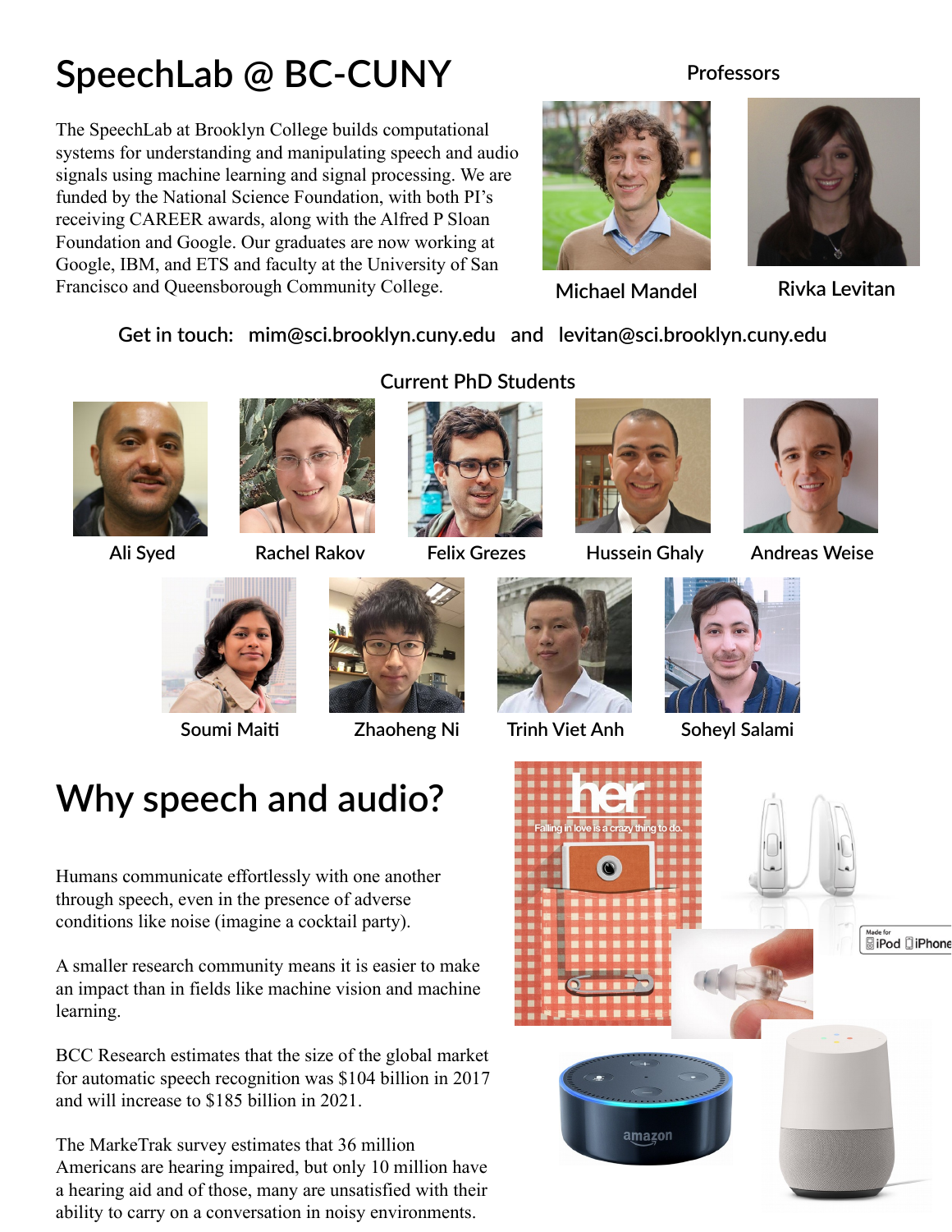# SpeechLab @ BC-CUNY

The SpeechLab at Brooklyn College builds computational systems for understanding and manipulating speech and audio signals using machine learning and signal processing. We are funded by the National Science Foundation, with both PI's receiving CAREER awards, along with the Alfred P Sloan Foundation and Google. Our graduates are now working at Google, IBM, and ETS and faculty at the University of San Francisco and Queensborough Community College.

### Professors

Michael Mandel

Rivka Levitan

Get in touch: mim@sci.brooklyn.cuny.edu and levitan@sci.brooklyn.cuny.edu

### Current PhD Students

Ali Syed

Rachel Rakov

Felix Grezes

Hussein Ghaly

Andreas Weise

Soumi Maiti

Zhaoheng Ni

Trinh Viet Anh

Soheyl Salami

# Why speech and audio?

Humans communicate effortlessly with one another through speech, even in the presence of adverse conditions like noise (imagine a cocktail party).

A smaller research community means it is easier to make an impact than in fields like machine vision and machine learning.

BCC Research estimates that the size of the global market for automatic speech recognition was $104 billion in 2017 and will increase to $185 billion in 2021.

The MarkeTrak survey estimates that 36 million Americans are hearing impaired, but only 10 million have a hearing aid and of those, many are unsatisfied with their ability to carry on a conversation in noisy environments.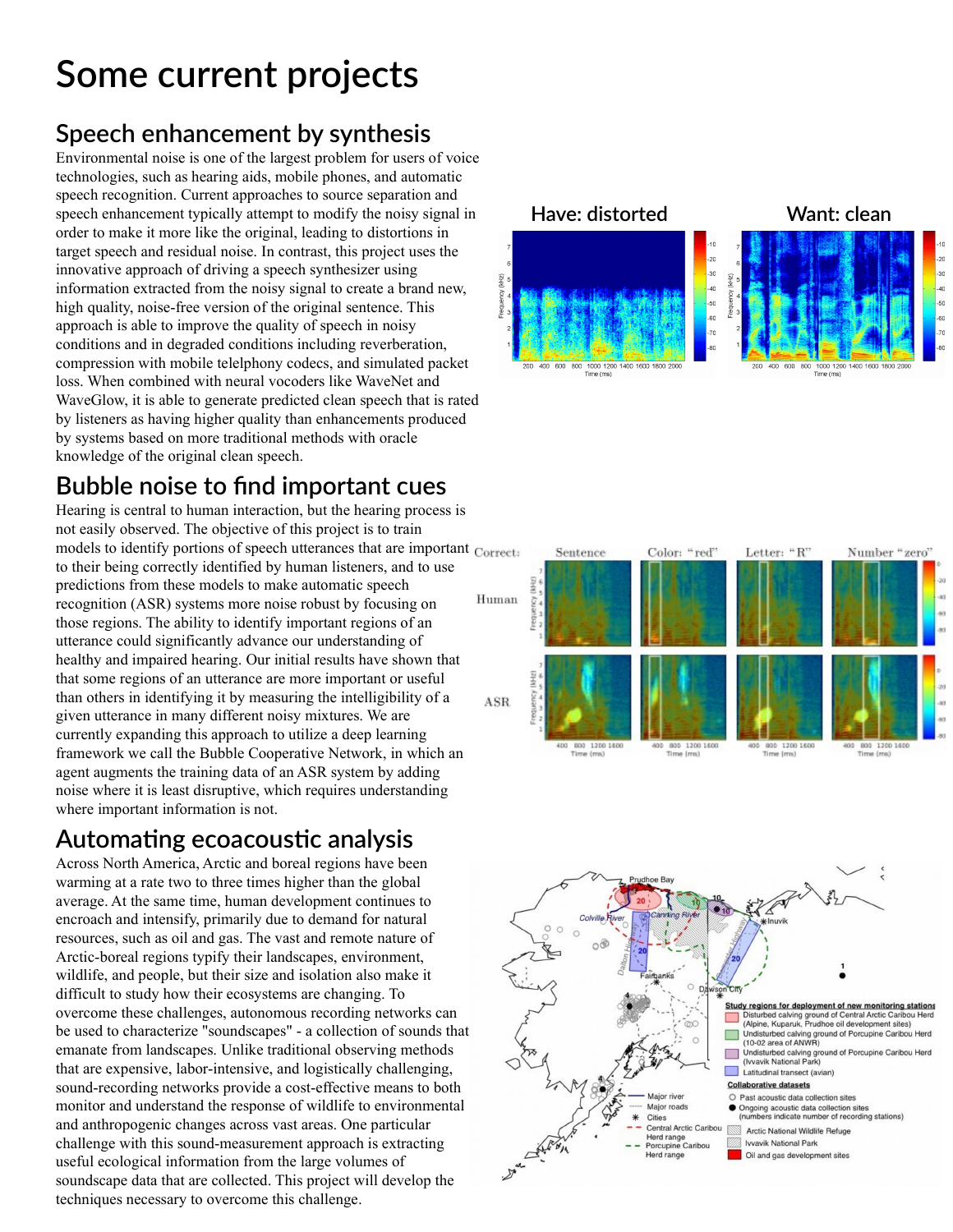# Some current projects

## Speech enhancement by synthesis

Environmental noise is one of the largest problem for users of voice technologies, such as hearing aids, mobile phones, and automatic speech recognition. Current approaches to source separation and speech enhancement typically attempt to modify the noisy signal in order to make it more like the original, leading to distortions in target speech and residual noise. In contrast, this project uses the innovative approach of driving a speech synthesizer using information extracted from the noisy signal to create a brand new, high quality, noise-free version of the original sentence. This approach is able to improve the quality of speech in noisy conditions and in degraded conditions including reverberation, compression with mobile telelphony codecs, and simulated packet loss. When combined with neural vocoders like WaveNet and WaveGlow, it is able to generate predicted clean speech that is rated by listeners as having higher quality than enhancements produced by systems based on more traditional methods with oracle knowledge of the original clean speech.

Have: distorted

Want: clean

## Bubble noise to find important cues

Hearing is central to human interaction, but the hearing process is not easily observed. The objective of this project is to train models to identify portions of speech utterances that are important to their being correctly identified by human listeners, and to use predictions from these models to make automatic speech recognition (ASR) systems more noise robust by focusing on those regions. The ability to identify important regions of an utterance could significantly advance our understanding of healthy and impaired hearing. Our initial results have shown that that some regions of an utterance are more important or useful than others in identifying it by measuring the intelligibility of a given utterance in many different noisy mixtures. We are currently expanding this approach to utilize a deep learning framework we call the Bubble Cooperative Network, in which an agent augments the training data of an ASR system by adding noise where it is least disruptive, which requires understanding where important information is not.

Correct: Sentence Color: "red" Letter: "R" Number "zero"

Human

ASR

## Automating ecoacoustic analysis

Across North America, Arctic and boreal regions have been warming at a rate two to three times higher than the global average. At the same time, human development continues to encroach and intensify, primarily due to demand for natural resources, such as oil and gas. The vast and remote nature of Arctic-boreal regions typify their landscapes, environment, wildlife, and people, but their size and isolation also make it difficult to study how their ecosystems are changing. To overcome these challenges, autonomous recording networks can be used to characterize "soundscapes" - a collection of sounds that emanate from landscapes. Unlike traditional observing methods that are expensive, labor-intensive, and logistically challenging, sound-recording networks provide a cost-effective means to both monitor and understand the response of wildlife to environmental and anthropogenic changes across vast areas. One particular challenge with this sound-measurement approach is extracting useful ecological information from the large volumes of soundscape data that are collected. This project will develop the techniques necessary to overcome this challenge.

Study regions for deployment of new monitoring stations

Disturbed calving ground of Central Arctic Caribou Herd (Alpine, Kuparuk, Prudhoe oil development sites)

Undisturbed calving ground of Porcupine Caribou Herd (10-02 area of ANWR)

Undisturbed calving ground of Porcupine Caribou Herd (Ivvavik National Park)

Latitudinal transect (avian)

Collaborative datasets

Past acoustic data collection sites

Ongoing acoustic data collection sites (numbers indicate number of recording stations)

Arctic National Wildlife Refuge

Ivvavik National Park

Oil and gas development sites

Major river

Major roads

Cities

Central Arctic Caribou Herd range

Porcupine Caribou Herd range